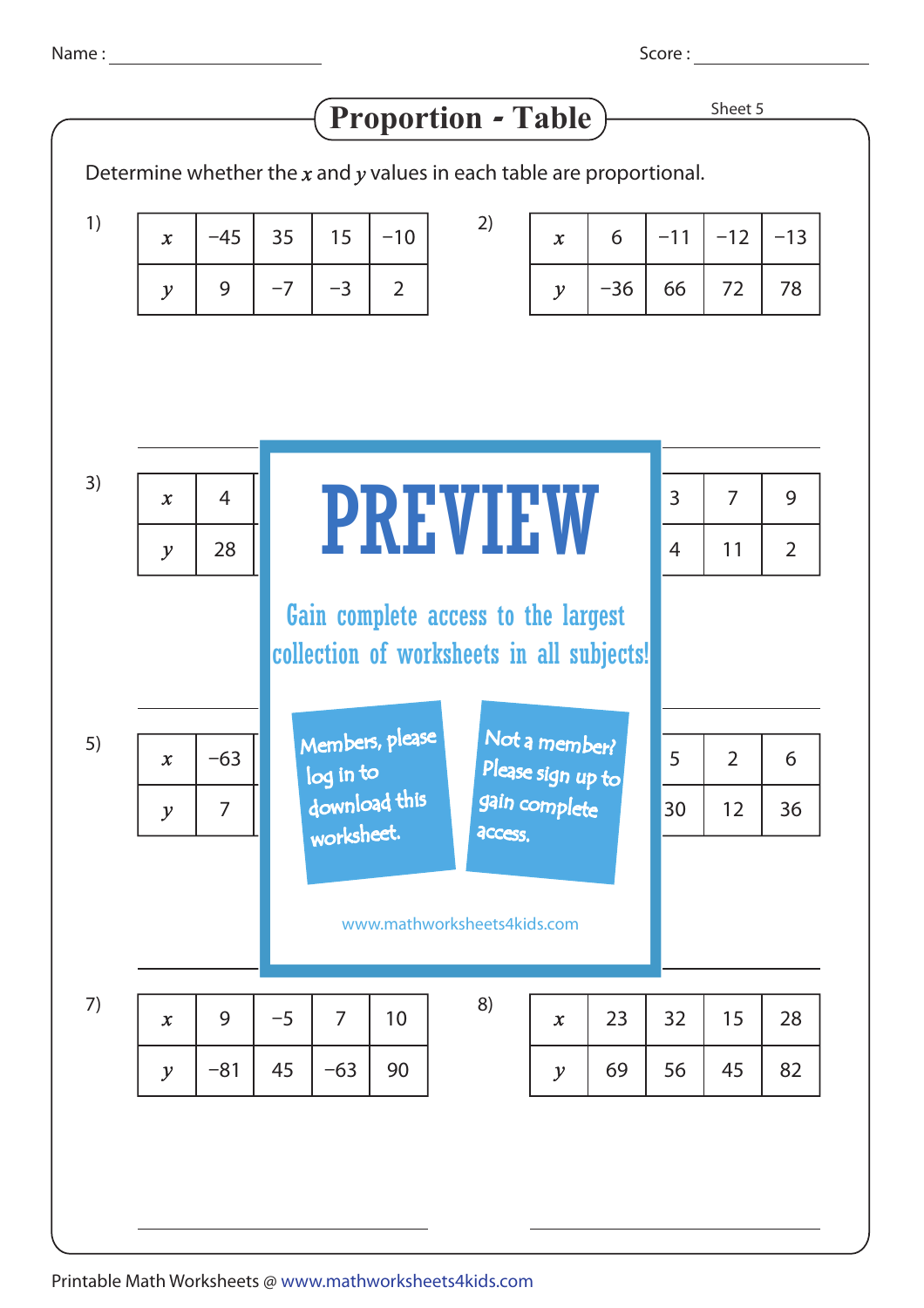Name : ______________________ Score : ______________________

# Proportion - Table

Sheet 5

Determine whether the $x$ and $y$ values in each table are proportional.

1)

| $x$ | −45 | 35 | 15 | −10 |
|---|---|---|---|---|
| $y$ | 9 | −7 | −3 | 2 |

2)

| $x$ | 6 | −11 | −12 | −13 |
|---|---|---|---|---|
| $y$ | −36 | 66 | 72 | 78 |

3)

| $x$ | 4 |
|---|---|
| $y$ | 28 |

4)

| $x$ | 3 | 7 | 9 |
|---|---|---|---|
| $y$ | 4 | 11 | 2 |

PREVIEW

Gain complete access to the largest collection of worksheets in all subjects!

Members, please log in to download this worksheet.

Not a member? Please sign up to gain complete access.

www.mathworksheets4kids.com

5)

| $x$ | −63 |
|---|---|
| $y$ | 7 |

6)

| $x$ | 5 | 2 | 6 |
|---|---|---|---|
| $y$ | 30 | 12 | 36 |

7)

| $x$ | 9 | −5 | 7 | 10 |
|---|---|---|---|---|
| $y$ | −81 | 45 | −63 | 90 |

8)

| $x$ | 23 | 32 | 15 | 28 |
|---|---|---|---|---|
| $y$ | 69 | 56 | 45 | 82 |

Printable Math Worksheets @ www.mathworksheets4kids.com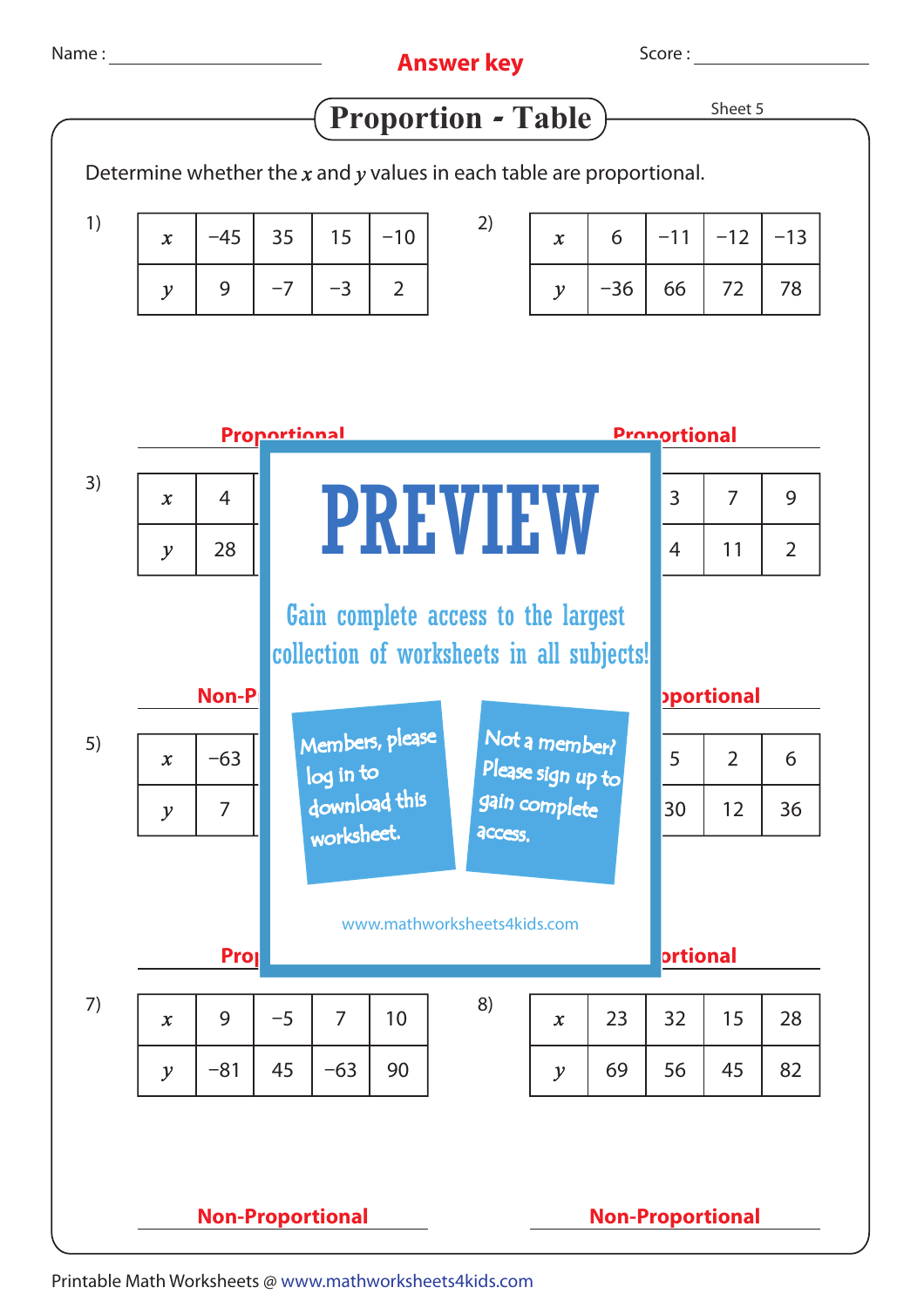Name : ______________________ **Answer key** Score : ______________________

# Proportion - Table

Sheet 5

Determine whether the $x$ and $y$ values in each table are proportional.

1)

| $x$ | −45 | 35 | 15 | −10 |
|---|---|---|---|---|
| $y$ | 9 | −7 | −3 | 2 |

**Proportional**

2)

| $x$ | 6 | −11 | −12 | −13 |
|---|---|---|---|---|
| $y$ | −36 | 66 | 72 | 78 |

**Proportional**

3)

| $x$ | 4 |
|---|---|
| $y$ | 28 |

**Non-P**

4)

| | | | |
|---|---|---|---|
| $x$ | 3 | 7 | 9 |
| $y$ | 4 | 11 | 2 |

**portional**

5)

| $x$ | −63 |
|---|---|
| $y$ | 7 |

**Prop**

6)

| | | | |
|---|---|---|---|
| $x$ | 5 | 2 | 6 |
| $y$ | 30 | 12 | 36 |

**ortional**

PREVIEW

Gain complete access to the largest collection of worksheets in all subjects!

Members, please log in to download this worksheet.

Not a member? Please sign up to gain complete access.

www.mathworksheets4kids.com

7)

| $x$ | 9 | −5 | 7 | 10 |
|---|---|---|---|---|
| $y$ | −81 | 45 | −63 | 90 |

**Non-Proportional**

8)

| $x$ | 23 | 32 | 15 | 28 |
|---|---|---|---|---|
| $y$ | 69 | 56 | 45 | 82 |

**Non-Proportional**

Printable Math Worksheets @ www.mathworksheets4kids.com